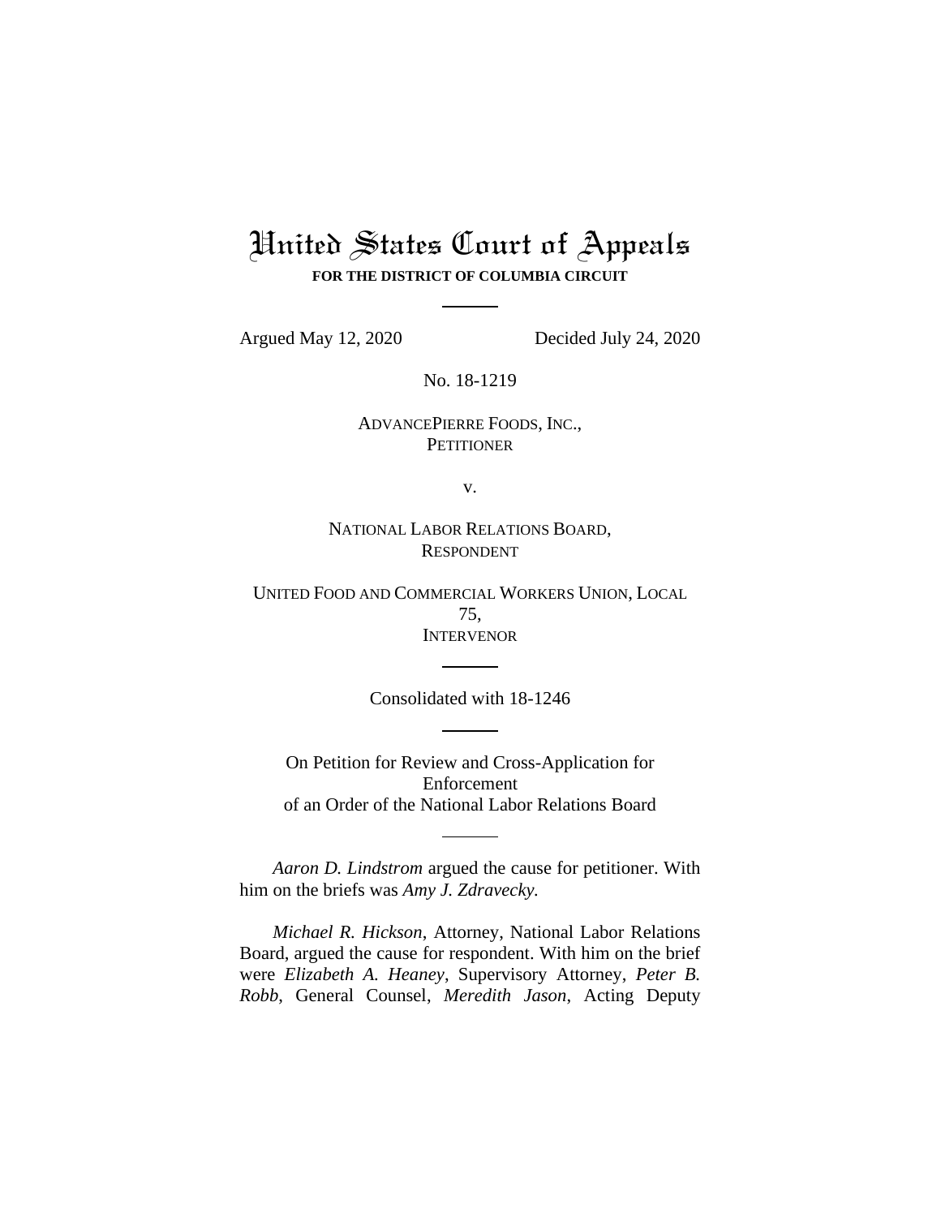# United States Court of Appeals

**FOR THE DISTRICT OF COLUMBIA CIRCUIT**

Argued May 12, 2020 Decided July 24, 2020

No. 18-1219

ADVANCEPIERRE FOODS, INC.,
PETITIONER

v.

NATIONAL LABOR RELATIONS BOARD,
RESPONDENT

UNITED FOOD AND COMMERCIAL WORKERS UNION, LOCAL 75,
INTERVENOR

Consolidated with 18-1246

On Petition for Review and Cross-Application for Enforcement of an Order of the National Labor Relations Board

*Aaron D. Lindstrom* argued the cause for petitioner. With him on the briefs was *Amy J. Zdravecky.*

*Michael R. Hickson*, Attorney, National Labor Relations Board, argued the cause for respondent. With him on the brief were *Elizabeth A. Heaney*, Supervisory Attorney, *Peter B. Robb*, General Counsel, *Meredith Jason*, Acting Deputy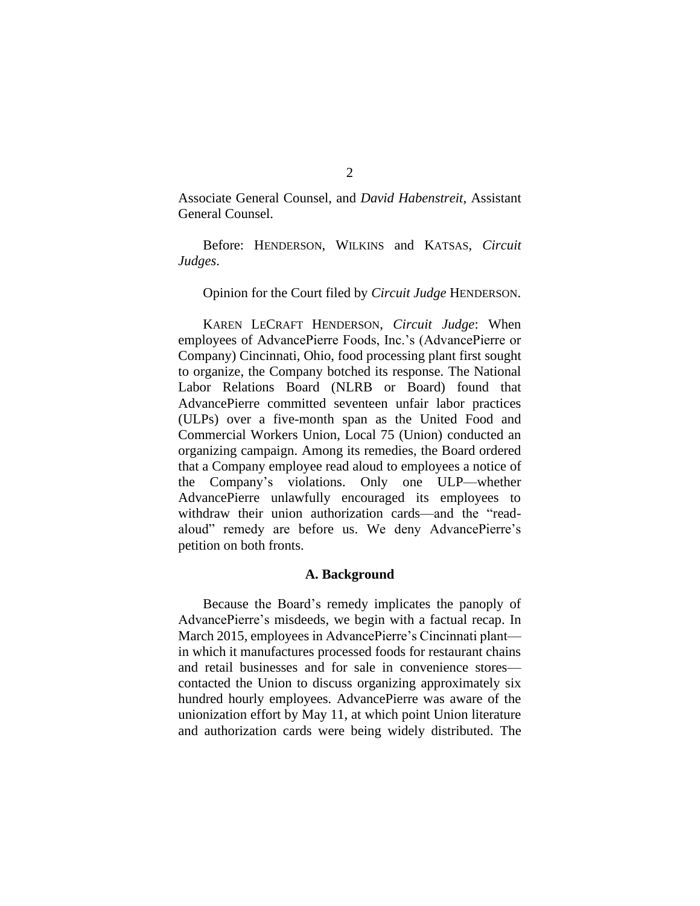Associate General Counsel, and *David Habenstreit*, Assistant General Counsel.

Before: HENDERSON, WILKINS and KATSAS, *Circuit Judges*.

Opinion for the Court filed by *Circuit Judge* HENDERSON.

KAREN LECRAFT HENDERSON, *Circuit Judge*: When employees of AdvancePierre Foods, Inc.'s (AdvancePierre or Company) Cincinnati, Ohio, food processing plant first sought to organize, the Company botched its response. The National Labor Relations Board (NLRB or Board) found that AdvancePierre committed seventeen unfair labor practices (ULPs) over a five-month span as the United Food and Commercial Workers Union, Local 75 (Union) conducted an organizing campaign. Among its remedies, the Board ordered that a Company employee read aloud to employees a notice of the Company's violations. Only one ULP—whether AdvancePierre unlawfully encouraged its employees to withdraw their union authorization cards—and the "read-aloud" remedy are before us. We deny AdvancePierre's petition on both fronts.

### A. Background

Because the Board's remedy implicates the panoply of AdvancePierre's misdeeds, we begin with a factual recap. In March 2015, employees in AdvancePierre's Cincinnati plant—in which it manufactures processed foods for restaurant chains and retail businesses and for sale in convenience stores—contacted the Union to discuss organizing approximately six hundred hourly employees. AdvancePierre was aware of the unionization effort by May 11, at which point Union literature and authorization cards were being widely distributed. The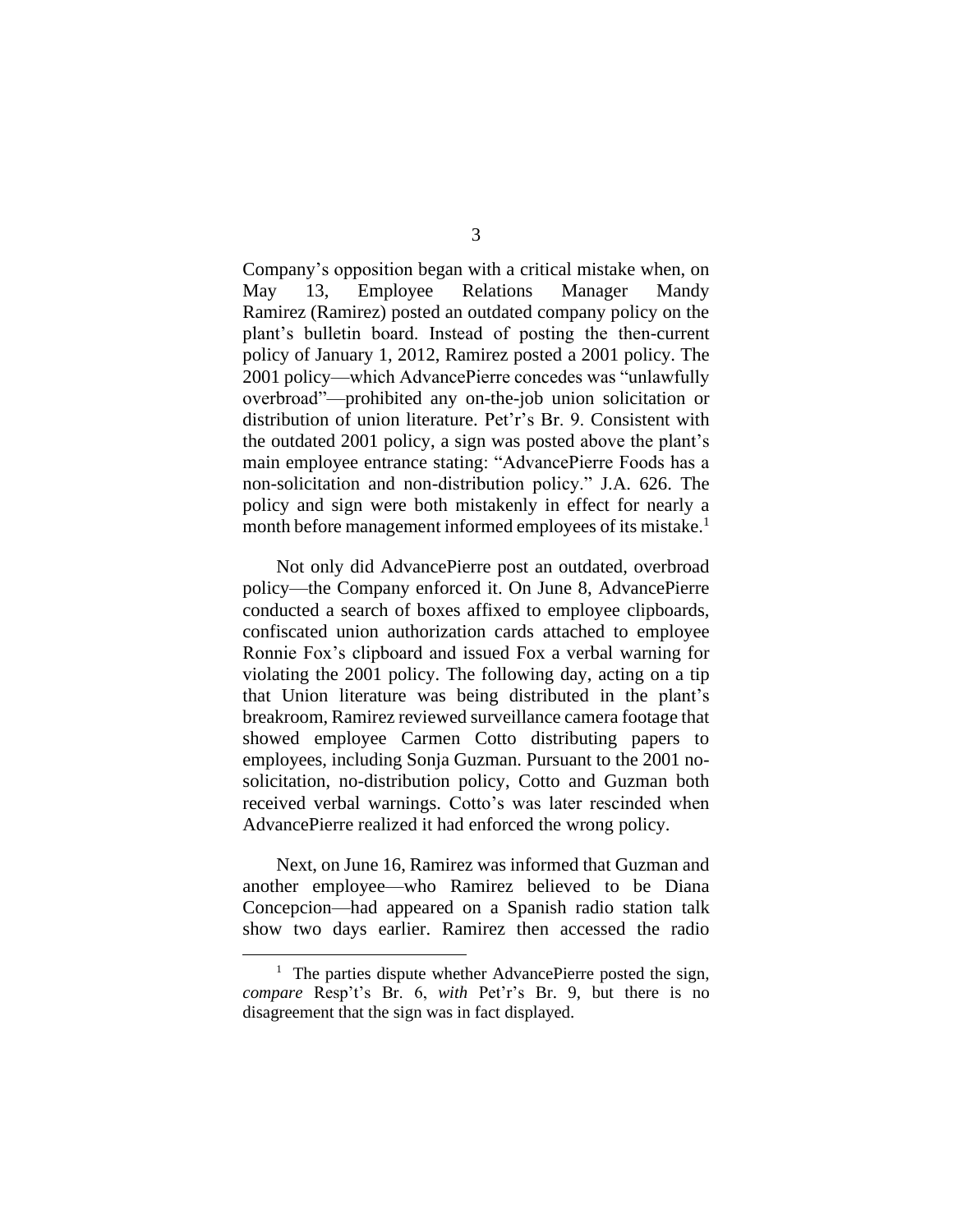Company's opposition began with a critical mistake when, on May 13, Employee Relations Manager Mandy Ramirez (Ramirez) posted an outdated company policy on the plant's bulletin board. Instead of posting the then-current policy of January 1, 2012, Ramirez posted a 2001 policy. The 2001 policy—which AdvancePierre concedes was "unlawfully overbroad"—prohibited any on-the-job union solicitation or distribution of union literature. Pet'r's Br. 9. Consistent with the outdated 2001 policy, a sign was posted above the plant's main employee entrance stating: "AdvancePierre Foods has a non-solicitation and non-distribution policy." J.A. 626. The policy and sign were both mistakenly in effect for nearly a month before management informed employees of its mistake.[1]

Not only did AdvancePierre post an outdated, overbroad policy—the Company enforced it. On June 8, AdvancePierre conducted a search of boxes affixed to employee clipboards, confiscated union authorization cards attached to employee Ronnie Fox's clipboard and issued Fox a verbal warning for violating the 2001 policy. The following day, acting on a tip that Union literature was being distributed in the plant's breakroom, Ramirez reviewed surveillance camera footage that showed employee Carmen Cotto distributing papers to employees, including Sonja Guzman. Pursuant to the 2001 no-solicitation, no-distribution policy, Cotto and Guzman both received verbal warnings. Cotto's was later rescinded when AdvancePierre realized it had enforced the wrong policy.

Next, on June 16, Ramirez was informed that Guzman and another employee—who Ramirez believed to be Diana Concepcion—had appeared on a Spanish radio station talk show two days earlier. Ramirez then accessed the radio

[1] The parties dispute whether AdvancePierre posted the sign, *compare* Resp't's Br. 6, *with* Pet'r's Br. 9, but there is no disagreement that the sign was in fact displayed.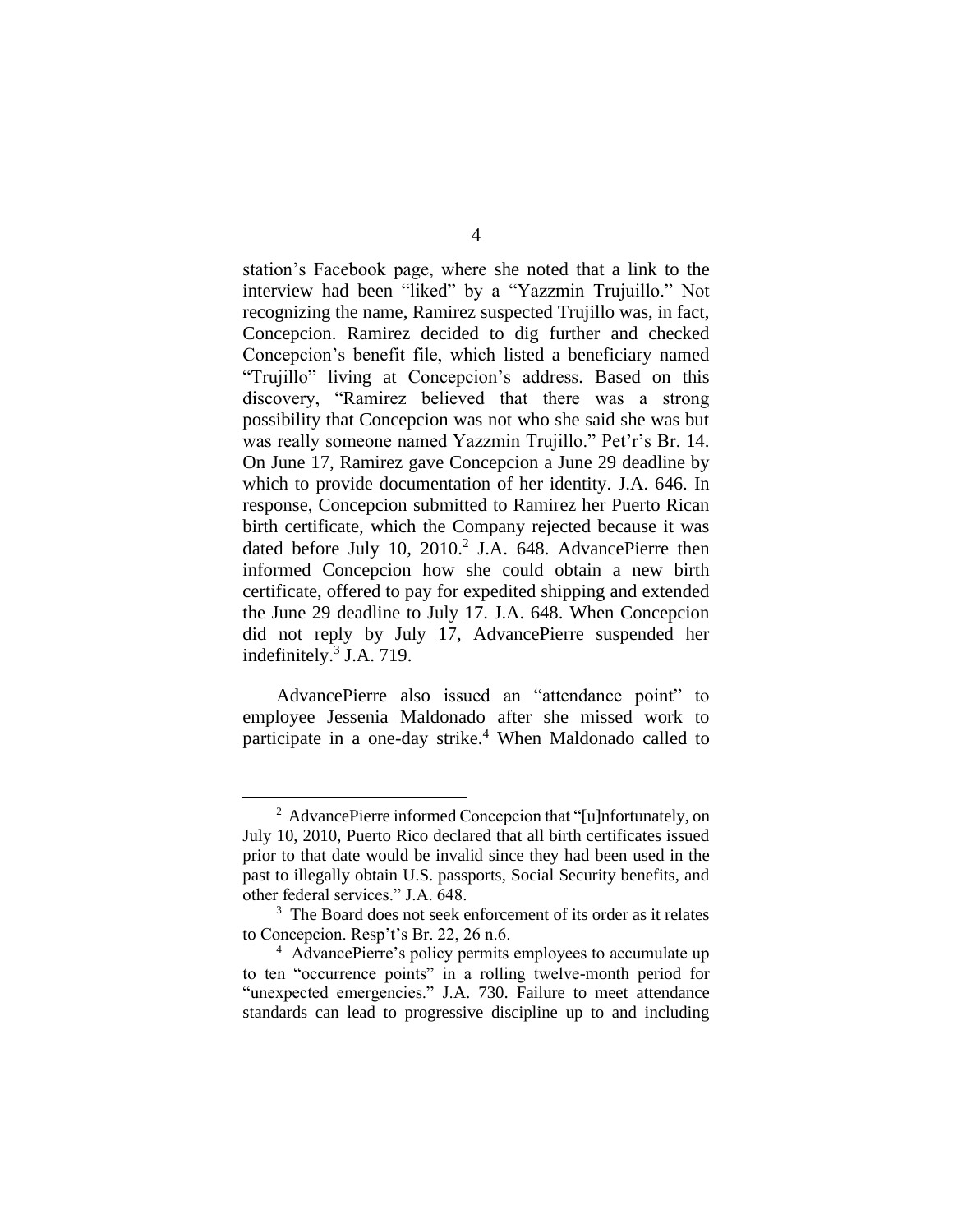station's Facebook page, where she noted that a link to the interview had been "liked" by a "Yazzmin Trujuillo." Not recognizing the name, Ramirez suspected Trujillo was, in fact, Concepcion. Ramirez decided to dig further and checked Concepcion's benefit file, which listed a beneficiary named "Trujillo" living at Concepcion's address. Based on this discovery, "Ramirez believed that there was a strong possibility that Concepcion was not who she said she was but was really someone named Yazzmin Trujillo." Pet'r's Br. 14. On June 17, Ramirez gave Concepcion a June 29 deadline by which to provide documentation of her identity. J.A. 646. In response, Concepcion submitted to Ramirez her Puerto Rican birth certificate, which the Company rejected because it was dated before July 10, 2010.[2] J.A. 648. AdvancePierre then informed Concepcion how she could obtain a new birth certificate, offered to pay for expedited shipping and extended the June 29 deadline to July 17. J.A. 648. When Concepcion did not reply by July 17, AdvancePierre suspended her indefinitely.[3] J.A. 719.

AdvancePierre also issued an "attendance point" to employee Jessenia Maldonado after she missed work to participate in a one-day strike.[4] When Maldonado called to

---

[2] AdvancePierre informed Concepcion that "[u]nfortunately, on July 10, 2010, Puerto Rico declared that all birth certificates issued prior to that date would be invalid since they had been used in the past to illegally obtain U.S. passports, Social Security benefits, and other federal services." J.A. 648.

[3] The Board does not seek enforcement of its order as it relates to Concepcion. Resp't's Br. 22, 26 n.6.

[4] AdvancePierre's policy permits employees to accumulate up to ten "occurrence points" in a rolling twelve-month period for "unexpected emergencies." J.A. 730. Failure to meet attendance standards can lead to progressive discipline up to and including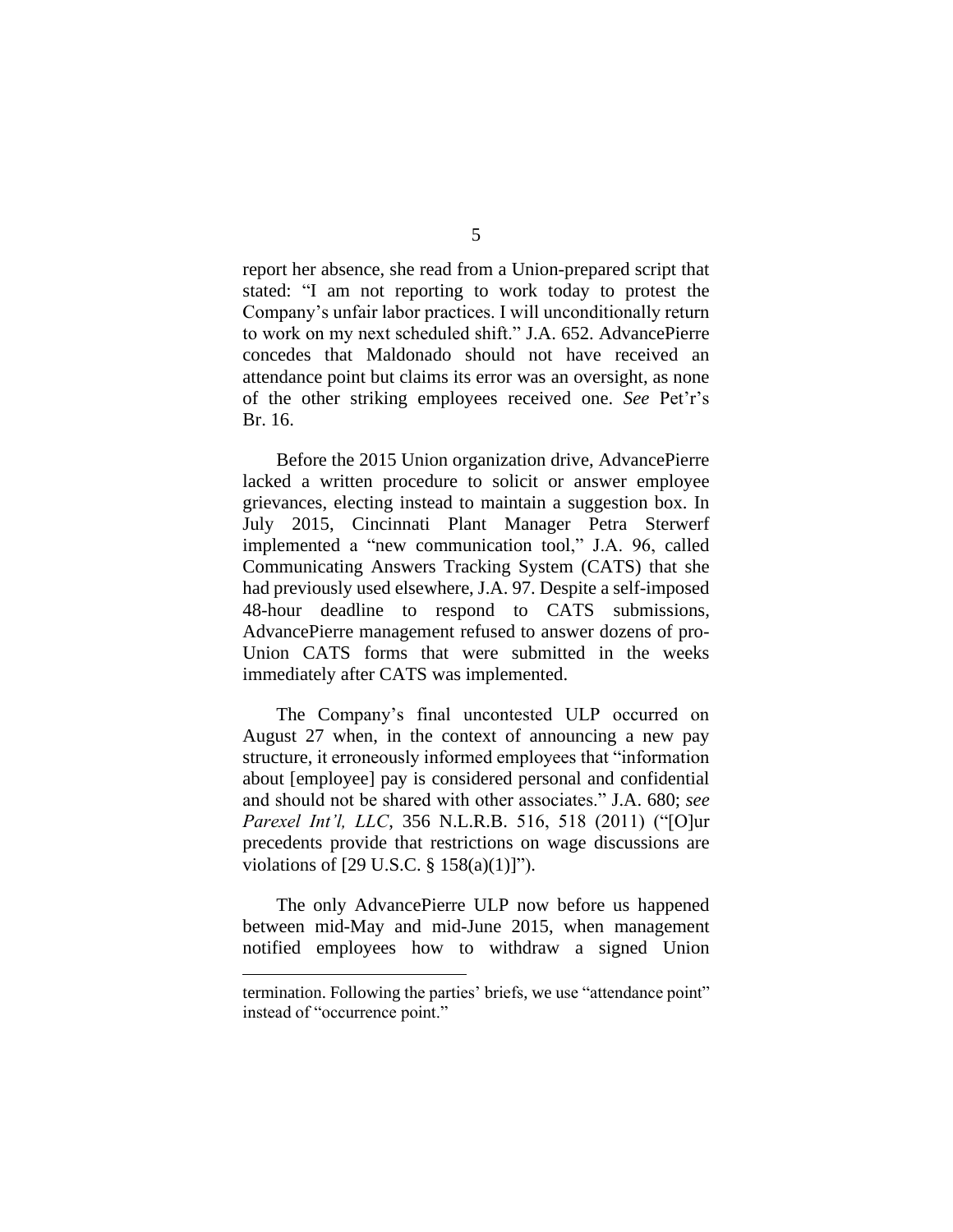report her absence, she read from a Union-prepared script that stated: "I am not reporting to work today to protest the Company's unfair labor practices. I will unconditionally return to work on my next scheduled shift." J.A. 652. AdvancePierre concedes that Maldonado should not have received an attendance point but claims its error was an oversight, as none of the other striking employees received one. *See* Pet'r's Br. 16.

Before the 2015 Union organization drive, AdvancePierre lacked a written procedure to solicit or answer employee grievances, electing instead to maintain a suggestion box. In July 2015, Cincinnati Plant Manager Petra Sterwerf implemented a "new communication tool," J.A. 96, called Communicating Answers Tracking System (CATS) that she had previously used elsewhere, J.A. 97. Despite a self-imposed 48-hour deadline to respond to CATS submissions, AdvancePierre management refused to answer dozens of pro-Union CATS forms that were submitted in the weeks immediately after CATS was implemented.

The Company's final uncontested ULP occurred on August 27 when, in the context of announcing a new pay structure, it erroneously informed employees that "information about [employee] pay is considered personal and confidential and should not be shared with other associates." J.A. 680; *see Parexel Int'l, LLC*, 356 N.L.R.B. 516, 518 (2011) ("[O]ur precedents provide that restrictions on wage discussions are violations of [29 U.S.C. § 158(a)(1)]").

The only AdvancePierre ULP now before us happened between mid-May and mid-June 2015, when management notified employees how to withdraw a signed Union

termination. Following the parties' briefs, we use "attendance point" instead of "occurrence point."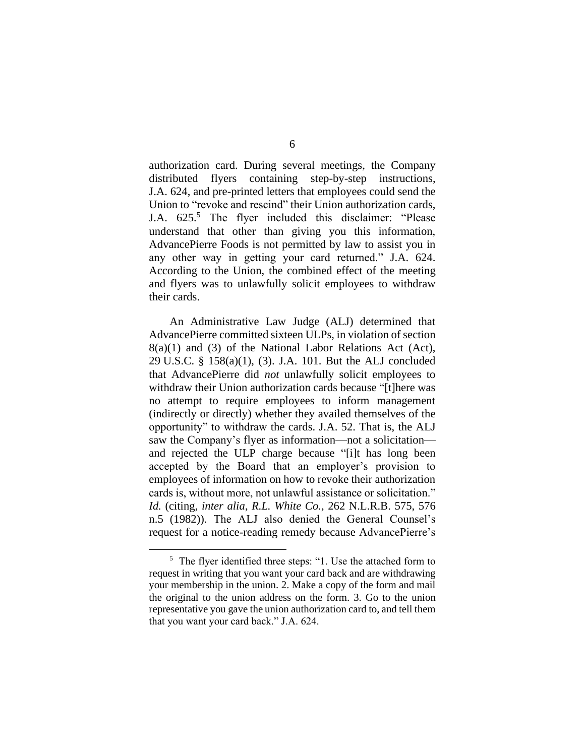authorization card. During several meetings, the Company distributed flyers containing step-by-step instructions, J.A. 624, and pre-printed letters that employees could send the Union to "revoke and rescind" their Union authorization cards, J.A. 625.[5] The flyer included this disclaimer: "Please understand that other than giving you this information, AdvancePierre Foods is not permitted by law to assist you in any other way in getting your card returned." J.A. 624. According to the Union, the combined effect of the meeting and flyers was to unlawfully solicit employees to withdraw their cards.

An Administrative Law Judge (ALJ) determined that AdvancePierre committed sixteen ULPs, in violation of section 8(a)(1) and (3) of the National Labor Relations Act (Act), 29 U.S.C. § 158(a)(1), (3). J.A. 101. But the ALJ concluded that AdvancePierre did *not* unlawfully solicit employees to withdraw their Union authorization cards because "[t]here was no attempt to require employees to inform management (indirectly or directly) whether they availed themselves of the opportunity" to withdraw the cards. J.A. 52. That is, the ALJ saw the Company's flyer as information—not a solicitation—and rejected the ULP charge because "[i]t has long been accepted by the Board that an employer's provision to employees of information on how to revoke their authorization cards is, without more, not unlawful assistance or solicitation." *Id.* (citing, *inter alia*, *R.L. White Co.*, 262 N.L.R.B. 575, 576 n.5 (1982)). The ALJ also denied the General Counsel's request for a notice-reading remedy because AdvancePierre's

---

[5] The flyer identified three steps: "1. Use the attached form to request in writing that you want your card back and are withdrawing your membership in the union. 2. Make a copy of the form and mail the original to the union address on the form. 3. Go to the union representative you gave the union authorization card to, and tell them that you want your card back." J.A. 624.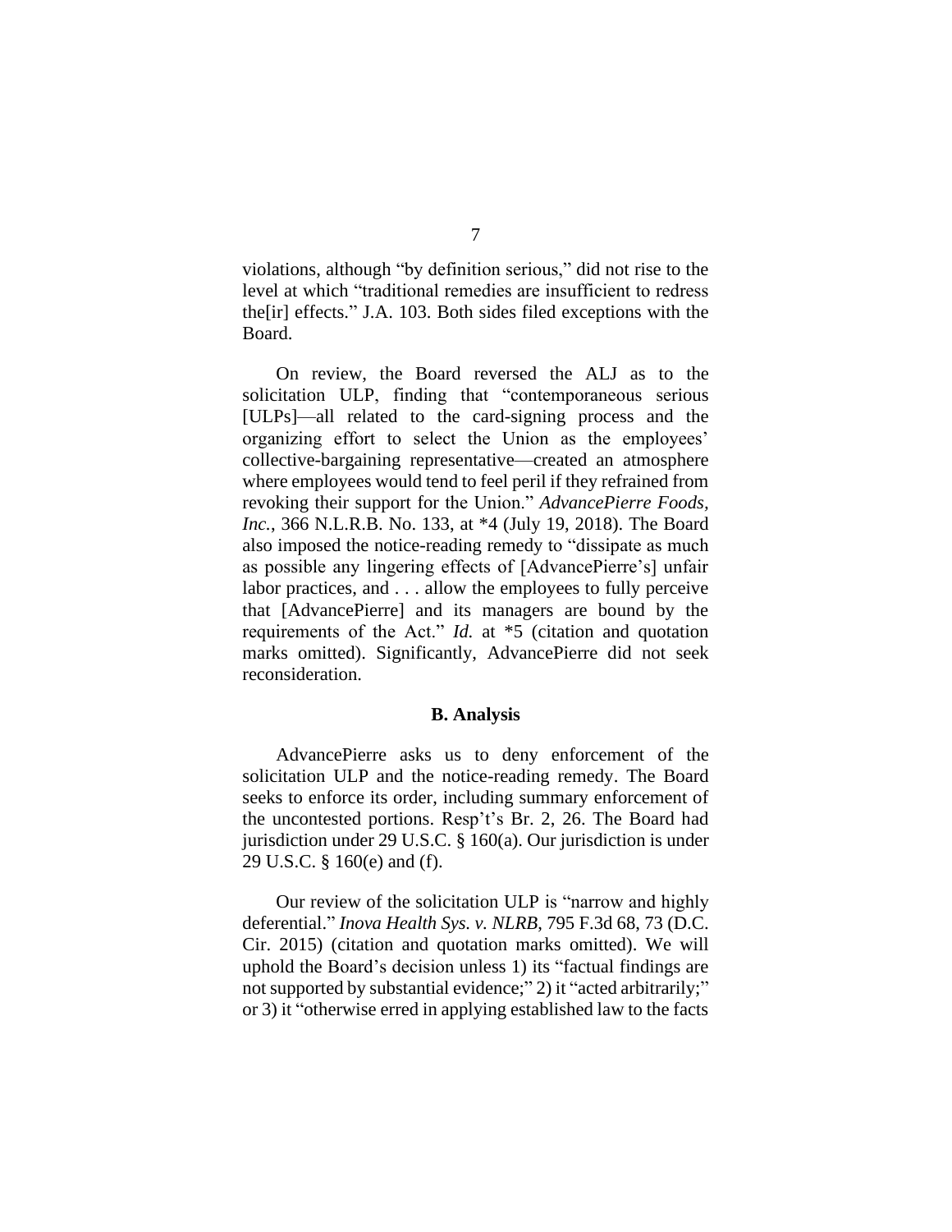violations, although "by definition serious," did not rise to the level at which "traditional remedies are insufficient to redress the[ir] effects." J.A. 103. Both sides filed exceptions with the Board.

On review, the Board reversed the ALJ as to the solicitation ULP, finding that "contemporaneous serious [ULPs]—all related to the card-signing process and the organizing effort to select the Union as the employees' collective-bargaining representative—created an atmosphere where employees would tend to feel peril if they refrained from revoking their support for the Union." *AdvancePierre Foods, Inc.*, 366 N.L.R.B. No. 133, at *4 (July 19, 2018). The Board also imposed the notice-reading remedy to "dissipate as much as possible any lingering effects of [AdvancePierre's] unfair labor practices, and . . . allow the employees to fully perceive that [AdvancePierre] and its managers are bound by the requirements of the Act." *Id.* at *5 (citation and quotation marks omitted). Significantly, AdvancePierre did not seek reconsideration.

### B. Analysis

AdvancePierre asks us to deny enforcement of the solicitation ULP and the notice-reading remedy. The Board seeks to enforce its order, including summary enforcement of the uncontested portions. Resp't's Br. 2, 26. The Board had jurisdiction under 29 U.S.C. § 160(a). Our jurisdiction is under 29 U.S.C. § 160(e) and (f).

Our review of the solicitation ULP is "narrow and highly deferential." *Inova Health Sys. v. NLRB*, 795 F.3d 68, 73 (D.C. Cir. 2015) (citation and quotation marks omitted). We will uphold the Board's decision unless 1) its "factual findings are not supported by substantial evidence;" 2) it "acted arbitrarily;" or 3) it "otherwise erred in applying established law to the facts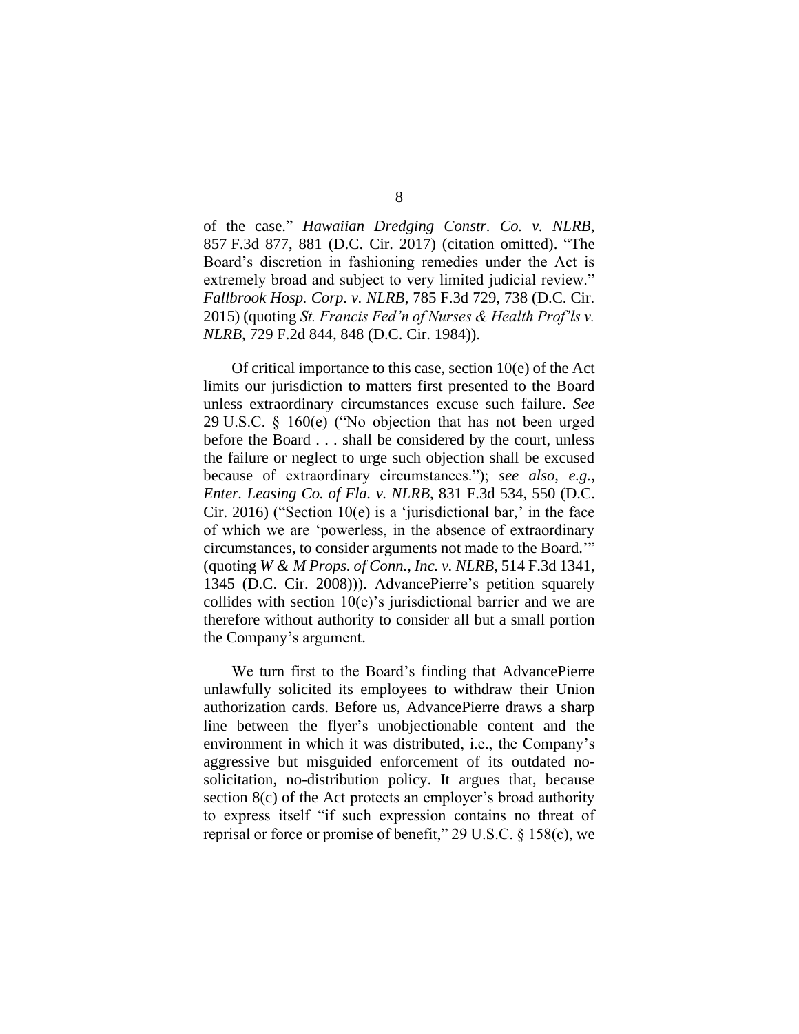of the case." *Hawaiian Dredging Constr. Co. v. NLRB*, 857 F.3d 877, 881 (D.C. Cir. 2017) (citation omitted). "The Board's discretion in fashioning remedies under the Act is extremely broad and subject to very limited judicial review." *Fallbrook Hosp. Corp. v. NLRB*, 785 F.3d 729, 738 (D.C. Cir. 2015) (quoting *St. Francis Fed'n of Nurses & Health Prof'ls v. NLRB*, 729 F.2d 844, 848 (D.C. Cir. 1984)).

Of critical importance to this case, section 10(e) of the Act limits our jurisdiction to matters first presented to the Board unless extraordinary circumstances excuse such failure. *See* 29 U.S.C. § 160(e) ("No objection that has not been urged before the Board . . . shall be considered by the court, unless the failure or neglect to urge such objection shall be excused because of extraordinary circumstances."); *see also, e.g.*, *Enter. Leasing Co. of Fla. v. NLRB*, 831 F.3d 534, 550 (D.C. Cir. 2016) ("Section 10(e) is a 'jurisdictional bar,' in the face of which we are 'powerless, in the absence of extraordinary circumstances, to consider arguments not made to the Board.'" (quoting *W & M Props. of Conn., Inc. v. NLRB*, 514 F.3d 1341, 1345 (D.C. Cir. 2008))). AdvancePierre's petition squarely collides with section 10(e)'s jurisdictional barrier and we are therefore without authority to consider all but a small portion the Company's argument.

We turn first to the Board's finding that AdvancePierre unlawfully solicited its employees to withdraw their Union authorization cards. Before us, AdvancePierre draws a sharp line between the flyer's unobjectionable content and the environment in which it was distributed, i.e., the Company's aggressive but misguided enforcement of its outdated no-solicitation, no-distribution policy. It argues that, because section 8(c) of the Act protects an employer's broad authority to express itself "if such expression contains no threat of reprisal or force or promise of benefit," 29 U.S.C. § 158(c), we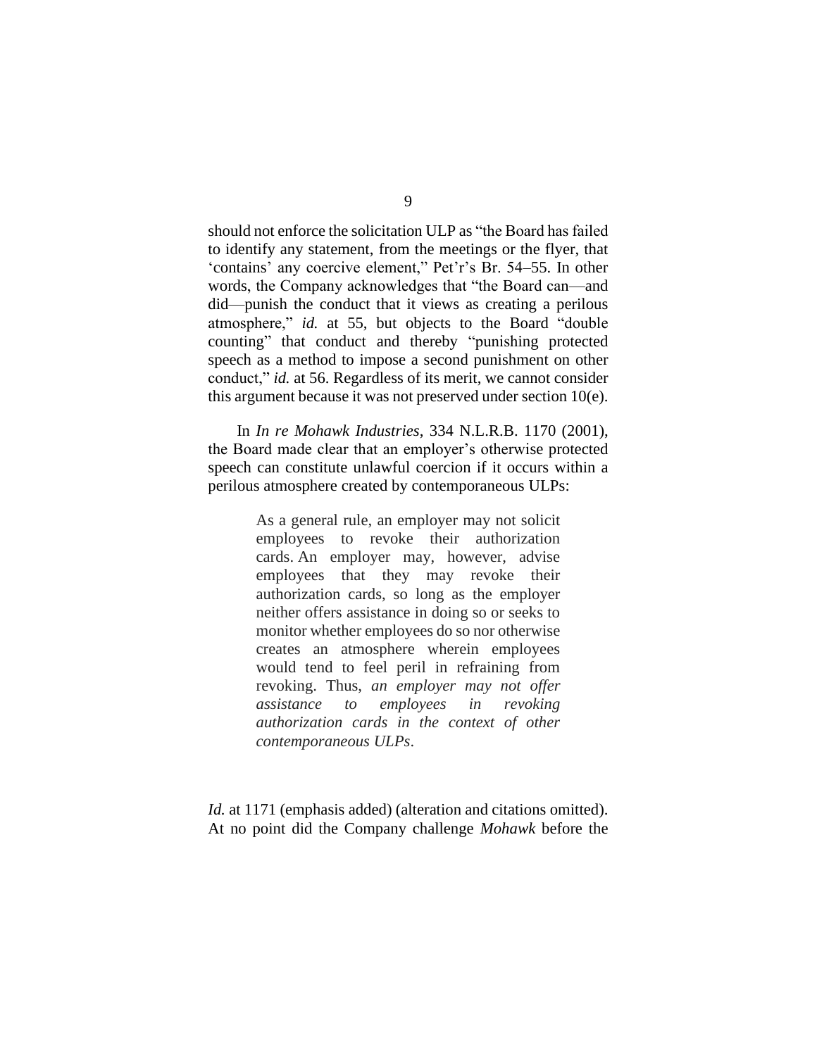should not enforce the solicitation ULP as "the Board has failed to identify any statement, from the meetings or the flyer, that 'contains' any coercive element," Pet'r's Br. 54–55. In other words, the Company acknowledges that "the Board can—and did—punish the conduct that it views as creating a perilous atmosphere," *id.* at 55, but objects to the Board "double counting" that conduct and thereby "punishing protected speech as a method to impose a second punishment on other conduct," *id.* at 56. Regardless of its merit, we cannot consider this argument because it was not preserved under section 10(e).

In *In re Mohawk Industries*, 334 N.L.R.B. 1170 (2001), the Board made clear that an employer's otherwise protected speech can constitute unlawful coercion if it occurs within a perilous atmosphere created by contemporaneous ULPs:

> As a general rule, an employer may not solicit employees to revoke their authorization cards. An employer may, however, advise employees that they may revoke their authorization cards, so long as the employer neither offers assistance in doing so or seeks to monitor whether employees do so nor otherwise creates an atmosphere wherein employees would tend to feel peril in refraining from revoking. Thus, *an employer may not offer assistance to employees in revoking authorization cards in the context of other contemporaneous ULPs*.

*Id.* at 1171 (emphasis added) (alteration and citations omitted). At no point did the Company challenge *Mohawk* before the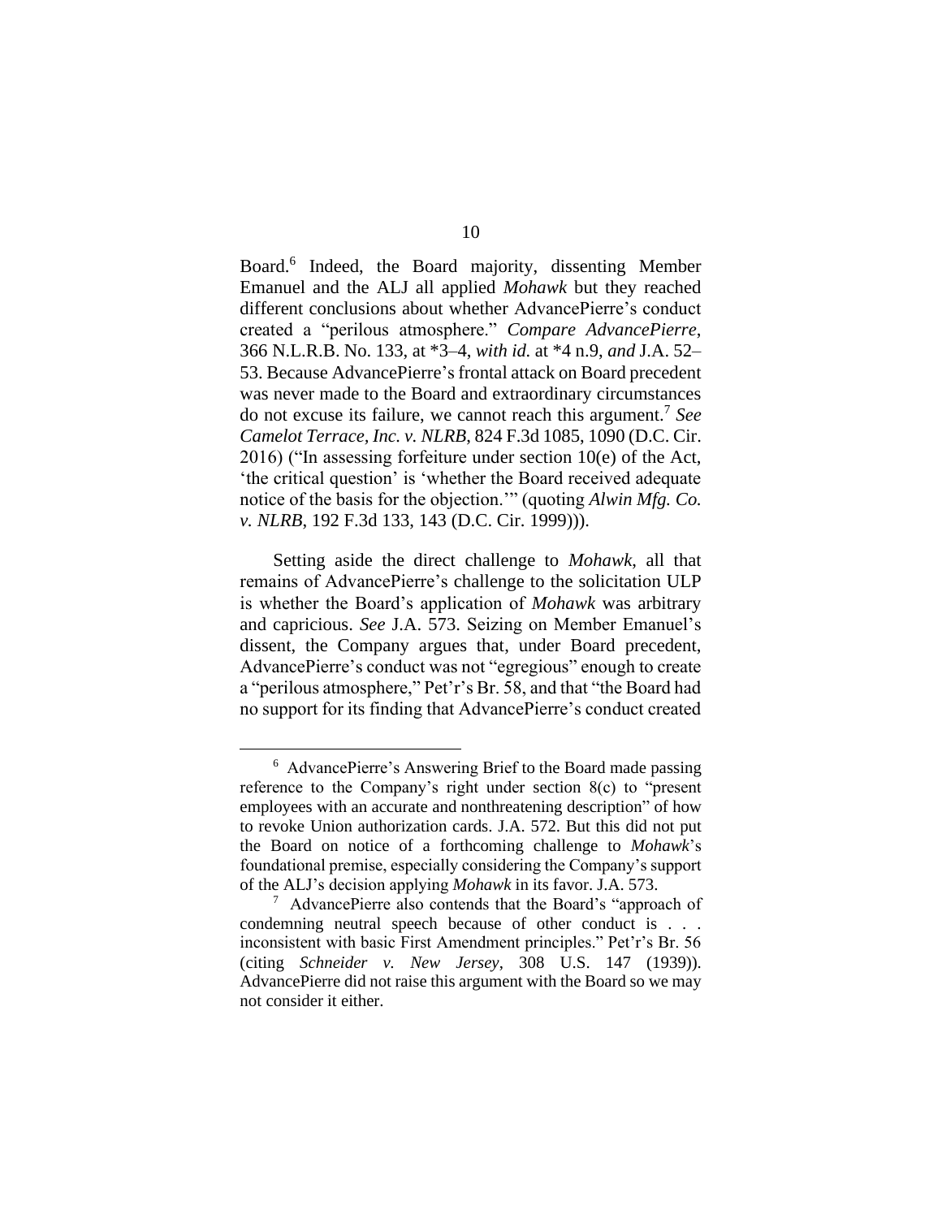Board.[6] Indeed, the Board majority, dissenting Member Emanuel and the ALJ all applied *Mohawk* but they reached different conclusions about whether AdvancePierre's conduct created a "perilous atmosphere." *Compare AdvancePierre*, 366 N.L.R.B. No. 133, at *3–4, *with id.* at *4 n.9, *and* J.A. 52–53. Because AdvancePierre's frontal attack on Board precedent was never made to the Board and extraordinary circumstances do not excuse its failure, we cannot reach this argument.[7] *See Camelot Terrace, Inc. v. NLRB*, 824 F.3d 1085, 1090 (D.C. Cir. 2016) ("In assessing forfeiture under section 10(e) of the Act, 'the critical question' is 'whether the Board received adequate notice of the basis for the objection.'" (quoting *Alwin Mfg. Co. v. NLRB*, 192 F.3d 133, 143 (D.C. Cir. 1999))).

Setting aside the direct challenge to *Mohawk*, all that remains of AdvancePierre's challenge to the solicitation ULP is whether the Board's application of *Mohawk* was arbitrary and capricious. *See* J.A. 573. Seizing on Member Emanuel's dissent, the Company argues that, under Board precedent, AdvancePierre's conduct was not "egregious" enough to create a "perilous atmosphere," Pet'r's Br. 58, and that "the Board had no support for its finding that AdvancePierre's conduct created

---

[6] AdvancePierre's Answering Brief to the Board made passing reference to the Company's right under section 8(c) to "present employees with an accurate and nonthreatening description" of how to revoke Union authorization cards. J.A. 572. But this did not put the Board on notice of a forthcoming challenge to *Mohawk*'s foundational premise, especially considering the Company's support of the ALJ's decision applying *Mohawk* in its favor. J.A. 573.

[7] AdvancePierre also contends that the Board's "approach of condemning neutral speech because of other conduct is . . . inconsistent with basic First Amendment principles." Pet'r's Br. 56 (citing *Schneider v. New Jersey*, 308 U.S. 147 (1939)). AdvancePierre did not raise this argument with the Board so we may not consider it either.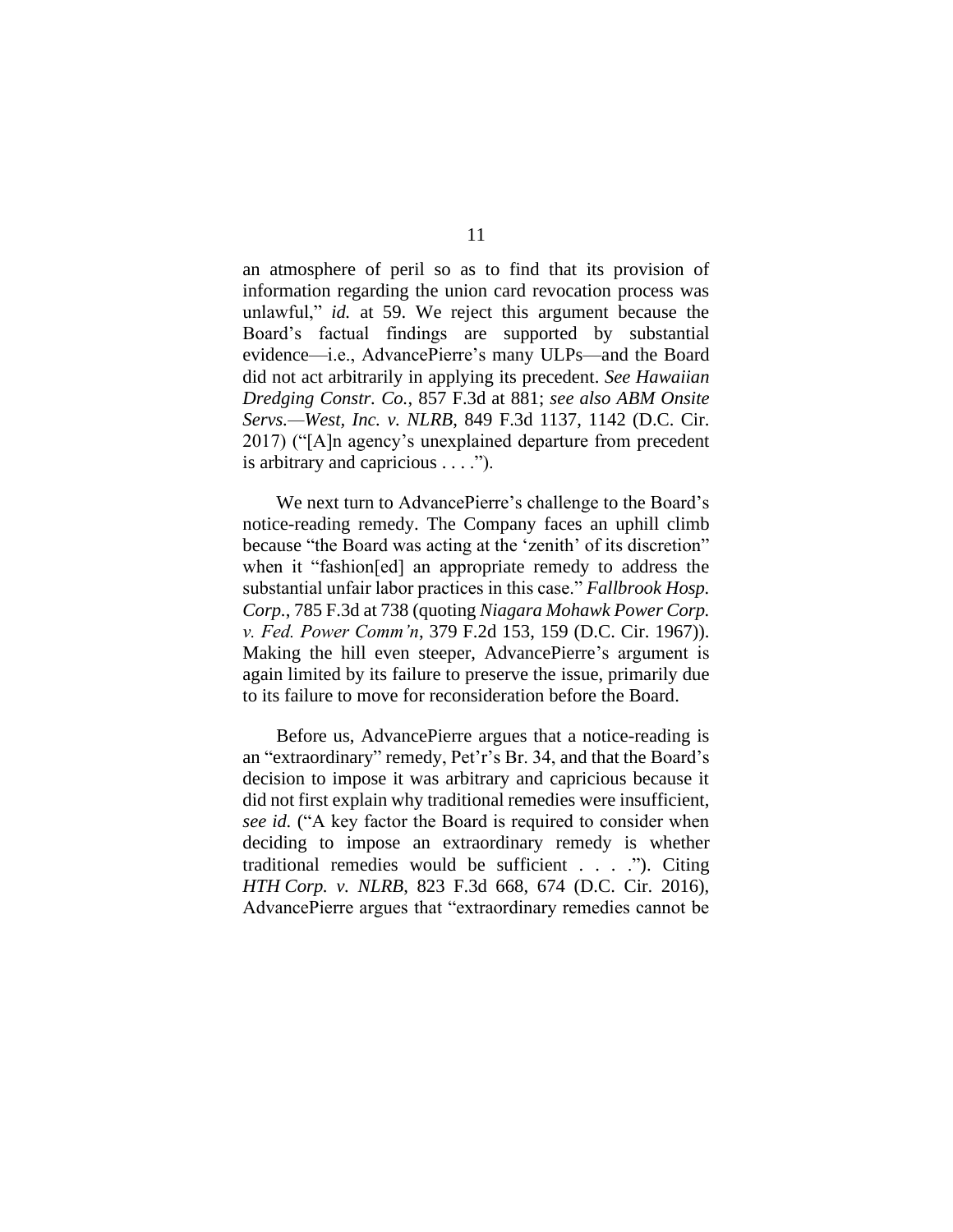an atmosphere of peril so as to find that its provision of information regarding the union card revocation process was unlawful," *id.* at 59. We reject this argument because the Board's factual findings are supported by substantial evidence—i.e., AdvancePierre's many ULPs—and the Board did not act arbitrarily in applying its precedent. *See Hawaiian Dredging Constr. Co.*, 857 F.3d at 881; *see also ABM Onsite Servs.—West, Inc. v. NLRB*, 849 F.3d 1137, 1142 (D.C. Cir. 2017) ("[A]n agency's unexplained departure from precedent is arbitrary and capricious . . . .").

We next turn to AdvancePierre's challenge to the Board's notice-reading remedy. The Company faces an uphill climb because "the Board was acting at the 'zenith' of its discretion" when it "fashion[ed] an appropriate remedy to address the substantial unfair labor practices in this case." *Fallbrook Hosp. Corp.*, 785 F.3d at 738 (quoting *Niagara Mohawk Power Corp. v. Fed. Power Comm'n*, 379 F.2d 153, 159 (D.C. Cir. 1967)). Making the hill even steeper, AdvancePierre's argument is again limited by its failure to preserve the issue, primarily due to its failure to move for reconsideration before the Board.

Before us, AdvancePierre argues that a notice-reading is an "extraordinary" remedy, Pet'r's Br. 34, and that the Board's decision to impose it was arbitrary and capricious because it did not first explain why traditional remedies were insufficient, *see id.* ("A key factor the Board is required to consider when deciding to impose an extraordinary remedy is whether traditional remedies would be sufficient . . . ."). Citing *HTH Corp. v. NLRB*, 823 F.3d 668, 674 (D.C. Cir. 2016), AdvancePierre argues that "extraordinary remedies cannot be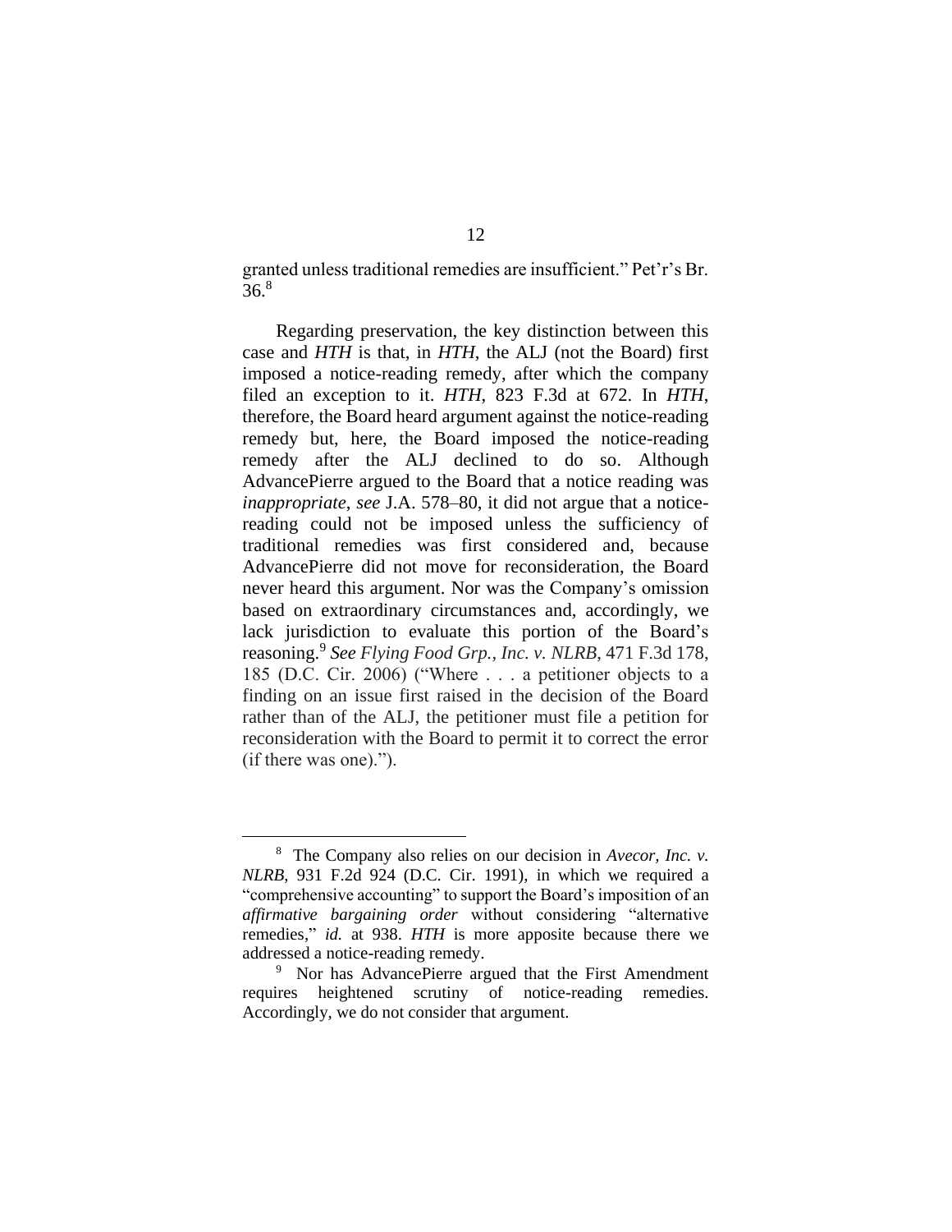granted unless traditional remedies are insufficient." Pet'r's Br. 36.[8]

Regarding preservation, the key distinction between this case and *HTH* is that, in *HTH*, the ALJ (not the Board) first imposed a notice-reading remedy, after which the company filed an exception to it. *HTH*, 823 F.3d at 672. In *HTH*, therefore, the Board heard argument against the notice-reading remedy but, here, the Board imposed the notice-reading remedy after the ALJ declined to do so. Although AdvancePierre argued to the Board that a notice reading was *inappropriate*, *see* J.A. 578–80, it did not argue that a notice-reading could not be imposed unless the sufficiency of traditional remedies was first considered and, because AdvancePierre did not move for reconsideration, the Board never heard this argument. Nor was the Company's omission based on extraordinary circumstances and, accordingly, we lack jurisdiction to evaluate this portion of the Board's reasoning.[9] *See Flying Food Grp., Inc. v. NLRB*, 471 F.3d 178, 185 (D.C. Cir. 2006) ("Where . . . a petitioner objects to a finding on an issue first raised in the decision of the Board rather than of the ALJ, the petitioner must file a petition for reconsideration with the Board to permit it to correct the error (if there was one).").

---

[8] The Company also relies on our decision in *Avecor, Inc. v. NLRB*, 931 F.2d 924 (D.C. Cir. 1991), in which we required a "comprehensive accounting" to support the Board's imposition of an *affirmative bargaining order* without considering "alternative remedies," *id.* at 938. *HTH* is more apposite because there we addressed a notice-reading remedy.

[9] Nor has AdvancePierre argued that the First Amendment requires heightened scrutiny of notice-reading remedies. Accordingly, we do not consider that argument.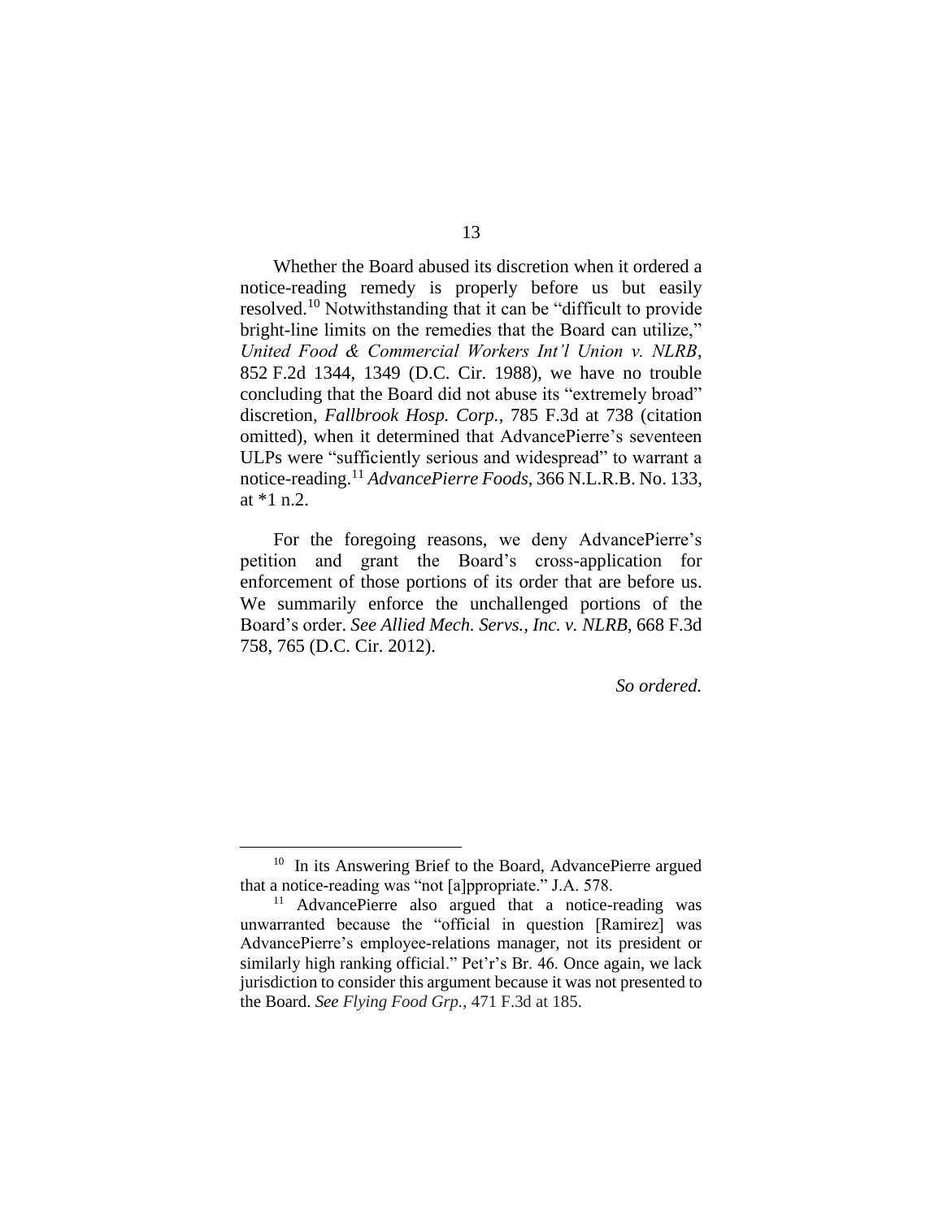Whether the Board abused its discretion when it ordered a notice-reading remedy is properly before us but easily resolved.[10] Notwithstanding that it can be "difficult to provide bright-line limits on the remedies that the Board can utilize," *United Food & Commercial Workers Int'l Union v. NLRB*, 852 F.2d 1344, 1349 (D.C. Cir. 1988), we have no trouble concluding that the Board did not abuse its "extremely broad" discretion, *Fallbrook Hosp. Corp.*, 785 F.3d at 738 (citation omitted), when it determined that AdvancePierre's seventeen ULPs were "sufficiently serious and widespread" to warrant a notice-reading.[11] *AdvancePierre Foods*, 366 N.L.R.B. No. 133, at *1 n.2.

For the foregoing reasons, we deny AdvancePierre's petition and grant the Board's cross-application for enforcement of those portions of its order that are before us. We summarily enforce the unchallenged portions of the Board's order. *See Allied Mech. Servs., Inc. v. NLRB*, 668 F.3d 758, 765 (D.C. Cir. 2012).

*So ordered.*

---

[10] In its Answering Brief to the Board, AdvancePierre argued that a notice-reading was "not [a]ppropriate." J.A. 578.

[11] AdvancePierre also argued that a notice-reading was unwarranted because the "official in question [Ramirez] was AdvancePierre's employee-relations manager, not its president or similarly high ranking official." Pet'r's Br. 46. Once again, we lack jurisdiction to consider this argument because it was not presented to the Board. *See Flying Food Grp.*, 471 F.3d at 185.